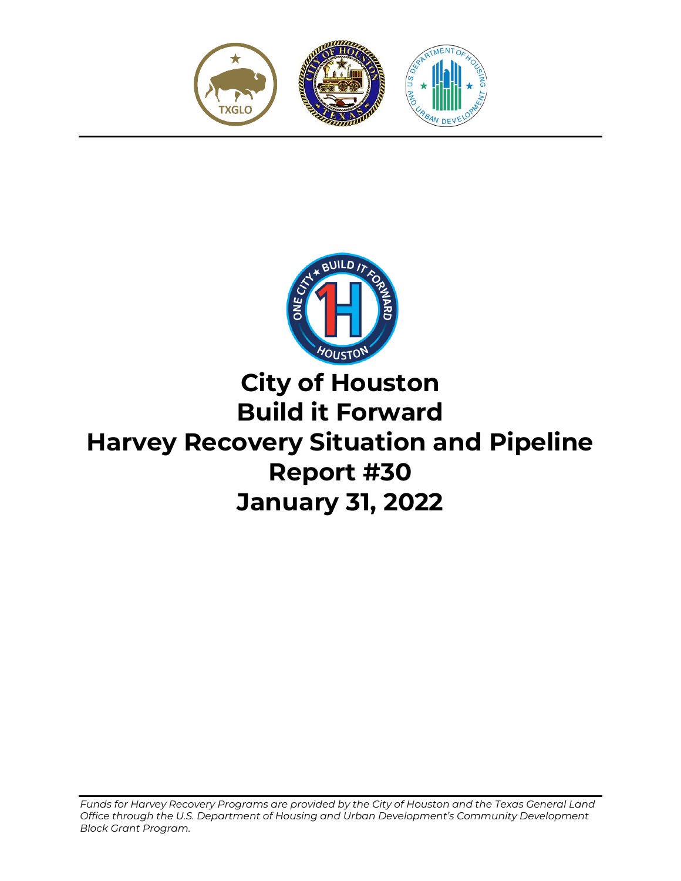# City of Houston
# Build it Forward
# Harvey Recovery Situation and Pipeline
# Report #30
# January 31, 2022

*Funds for Harvey Recovery Programs are provided by the City of Houston and the Texas General Land Office through the U.S. Department of Housing and Urban Development's Community Development Block Grant Program.*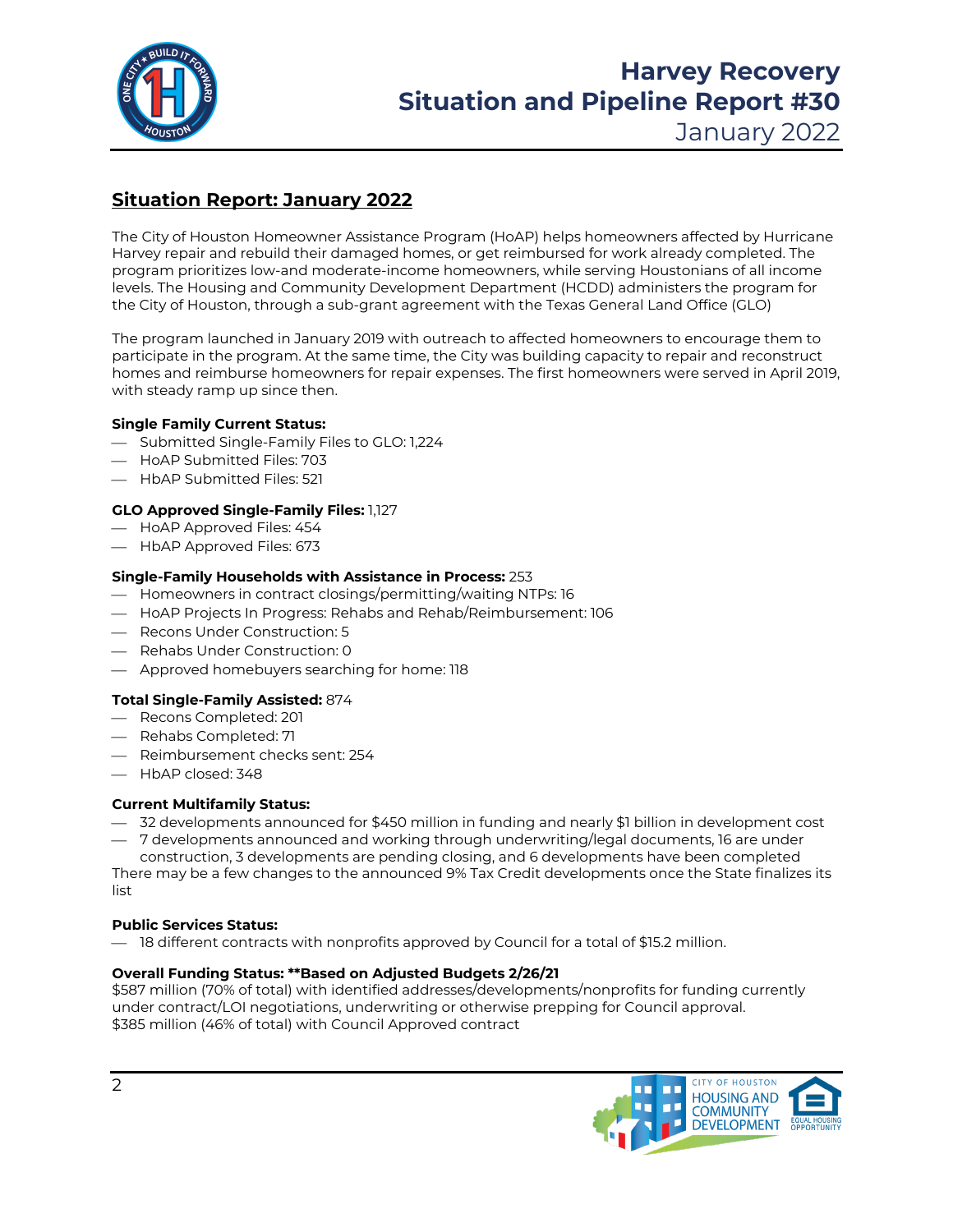# Harvey Recovery Situation and Pipeline Report #30

January 2022

## Situation Report: January 2022

The City of Houston Homeowner Assistance Program (HoAP) helps homeowners affected by Hurricane Harvey repair and rebuild their damaged homes, or get reimbursed for work already completed. The program prioritizes low-and moderate-income homeowners, while serving Houstonians of all income levels. The Housing and Community Development Department (HCDD) administers the program for the City of Houston, through a sub-grant agreement with the Texas General Land Office (GLO)

The program launched in January 2019 with outreach to affected homeowners to encourage them to participate in the program. At the same time, the City was building capacity to repair and reconstruct homes and reimburse homeowners for repair expenses. The first homeowners were served in April 2019, with steady ramp up since then.

**Single Family Current Status:**

- Submitted Single-Family Files to GLO: 1,224
- HoAP Submitted Files: 703
- HbAP Submitted Files: 521

**GLO Approved Single-Family Files:** 1,127

- HoAP Approved Files: 454
- HbAP Approved Files: 673

**Single-Family Households with Assistance in Process:** 253

- Homeowners in contract closings/permitting/waiting NTPs: 16
- HoAP Projects In Progress: Rehabs and Rehab/Reimbursement: 106
- Recons Under Construction: 5
- Rehabs Under Construction: 0
- Approved homebuyers searching for home: 118

**Total Single-Family Assisted:** 874

- Recons Completed: 201
- Rehabs Completed: 71
- Reimbursement checks sent: 254
- HbAP closed: 348

**Current Multifamily Status:**

- 32 developments announced for $450 million in funding and nearly $1 billion in development cost
- 7 developments announced and working through underwriting/legal documents, 16 are under construction, 3 developments are pending closing, and 6 developments have been completed

There may be a few changes to the announced 9% Tax Credit developments once the State finalizes its list

**Public Services Status:**

- 18 different contracts with nonprofits approved by Council for a total of $15.2 million.

**Overall Funding Status: **Based on Adjusted Budgets 2/26/21**

$587 million (70% of total) with identified addresses/developments/nonprofits for funding currently under contract/LOI negotiations, underwriting or otherwise prepping for Council approval.
$385 million (46% of total) with Council Approved contract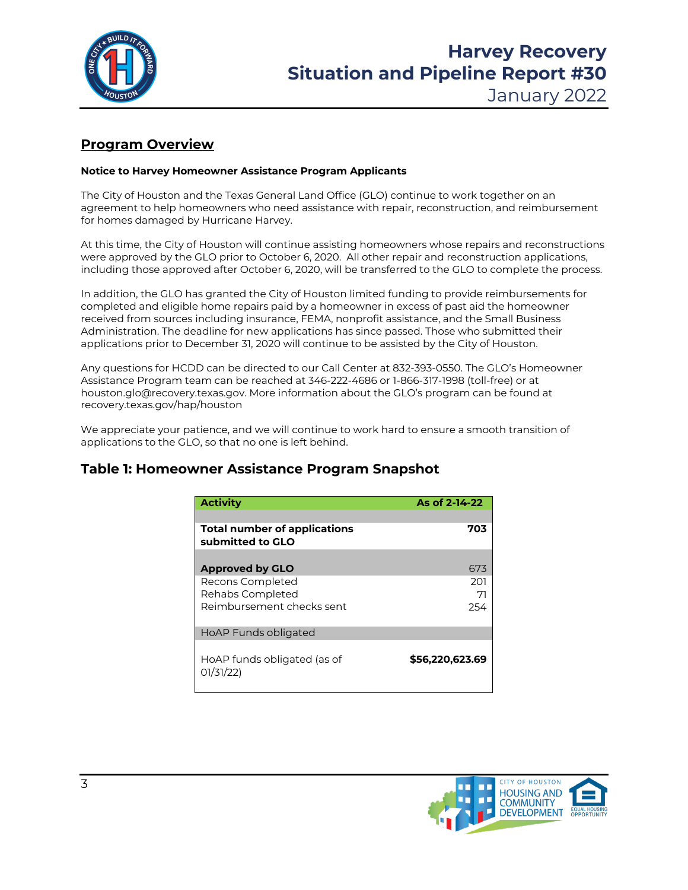## Program Overview

**Notice to Harvey Homeowner Assistance Program Applicants**

The City of Houston and the Texas General Land Office (GLO) continue to work together on an agreement to help homeowners who need assistance with repair, reconstruction, and reimbursement for homes damaged by Hurricane Harvey.

At this time, the City of Houston will continue assisting homeowners whose repairs and reconstructions were approved by the GLO prior to October 6, 2020. All other repair and reconstruction applications, including those approved after October 6, 2020, will be transferred to the GLO to complete the process.

In addition, the GLO has granted the City of Houston limited funding to provide reimbursements for completed and eligible home repairs paid by a homeowner in excess of past aid the homeowner received from sources including insurance, FEMA, nonprofit assistance, and the Small Business Administration. The deadline for new applications has since passed. Those who submitted their applications prior to December 31, 2020 will continue to be assisted by the City of Houston.

Any questions for HCDD can be directed to our Call Center at 832-393-0550. The GLO's Homeowner Assistance Program team can be reached at 346-222-4686 or 1-866-317-1998 (toll-free) or at houston.glo@recovery.texas.gov. More information about the GLO's program can be found at recovery.texas.gov/hap/houston

We appreciate your patience, and we will continue to work hard to ensure a smooth transition of applications to the GLO, so that no one is left behind.

## Table 1: Homeowner Assistance Program Snapshot

| Activity | As of 2-14-22 |
|---|---|
| **Total number of applications submitted to GLO** | **703** |
| **Approved by GLO** | 673 |
| Recons Completed | 201 |
| Rehabs Completed | 71 |
| Reimbursement checks sent | 254 |
| HoAP Funds obligated | |
| HoAP funds obligated (as of 01/31/22) | **$56,220,623.69** |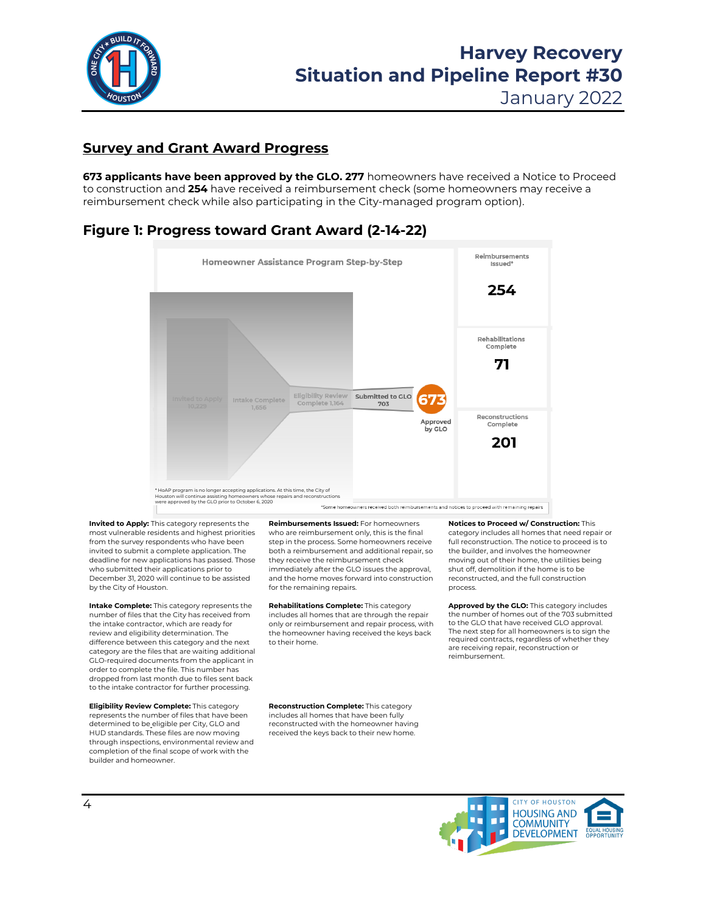## Survey and Grant Award Progress

**673 applicants have been approved by the GLO. 277** homeowners have received a Notice to Proceed to construction and **254** have received a reimbursement check (some homeowners may receive a reimbursement check while also participating in the City-managed program option).

### Figure 1: Progress toward Grant Award (2-14-22)

Homeowner Assistance Program Step-by-Step

- Invited to Apply 10,229
- Intake Complete 1,656
- Eligibility Review Complete 1,164
- Submitted to GLO 703
- 673 Approved by GLO

| Reimbursements Issued* | Rehabilitations Complete | Reconstructions Complete |
|---|---|---|
| 254 | 71 | 201 |

* HoAP program is no longer accepting applications. At this time, the City of Houston will continue assisting homeowners whose repairs and reconstructions were approved by the GLO prior to October 6, 2020

*Some homeowners received both reimbursements and notices to proceed with remaining repairs

**Invited to Apply:** This category represents the most vulnerable residents and highest priorities from the survey respondents who have been invited to submit a complete application. The deadline for new applications has passed. Those who submitted their applications prior to December 31, 2020 will continue to be assisted by the City of Houston.

**Intake Complete:** This category represents the number of files that the City has received from the intake contractor, which are ready for review and eligibility determination. The difference between this category and the next category are the files that are waiting additional GLO-required documents from the applicant in order to complete the file. This number has dropped from last month due to files sent back to the intake contractor for further processing.

**Eligibility Review Complete:** This category represents the number of files that have been determined to be eligible per City, GLO and HUD standards. These files are now moving through inspections, environmental review and completion of the final scope of work with the builder and homeowner.

**Reimbursements Issued:** For homeowners who are reimbursement only, this is the final step in the process. Some homeowners receive both a reimbursement and additional repair, so they receive the reimbursement check immediately after the GLO issues the approval, and the home moves forward into construction for the remaining repairs.

**Rehabilitations Complete:** This category includes all homes that are through the repair only or reimbursement and repair process, with the homeowner having received the keys back to their home.

**Reconstruction Complete:** This category includes all homes that have been fully reconstructed with the homeowner having received the keys back to their new home.

**Notices to Proceed w/ Construction:** This category includes all homes that need repair or full reconstruction. The notice to proceed is to the builder, and involves the homeowner moving out of their home, the utilities being shut off, demolition if the home is to be reconstructed, and the full construction process.

**Approved by the GLO:** This category includes the number of homes out of the 703 submitted to the GLO that have received GLO approval. The next step for all homeowners is to sign the required contracts, regardless of whether they are receiving repair, reconstruction or reimbursement.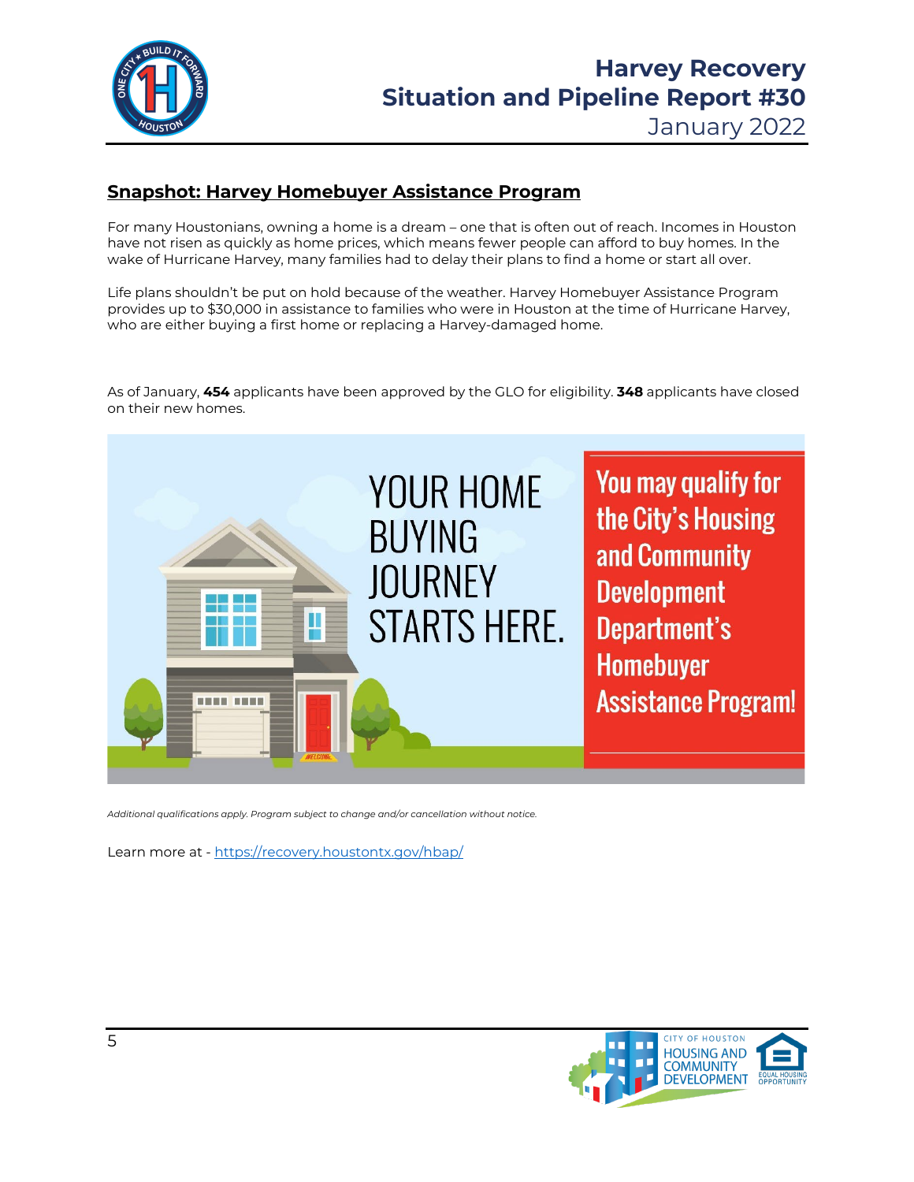## Snapshot: Harvey Homebuyer Assistance Program

For many Houstonians, owning a home is a dream – one that is often out of reach. Incomes in Houston have not risen as quickly as home prices, which means fewer people can afford to buy homes. In the wake of Hurricane Harvey, many families had to delay their plans to find a home or start all over.

Life plans shouldn't be put on hold because of the weather. Harvey Homebuyer Assistance Program provides up to $30,000 in assistance to families who were in Houston at the time of Hurricane Harvey, who are either buying a first home or replacing a Harvey-damaged home.

As of January, **454** applicants have been approved by the GLO for eligibility. **348** applicants have closed on their new homes.

YOUR HOME BUYING JOURNEY STARTS HERE.

You may qualify for the City's Housing and Community Development Department's Homebuyer Assistance Program!

*Additional qualifications apply. Program subject to change and/or cancellation without notice.*

Learn more at - https://recovery.houstontx.gov/hbap/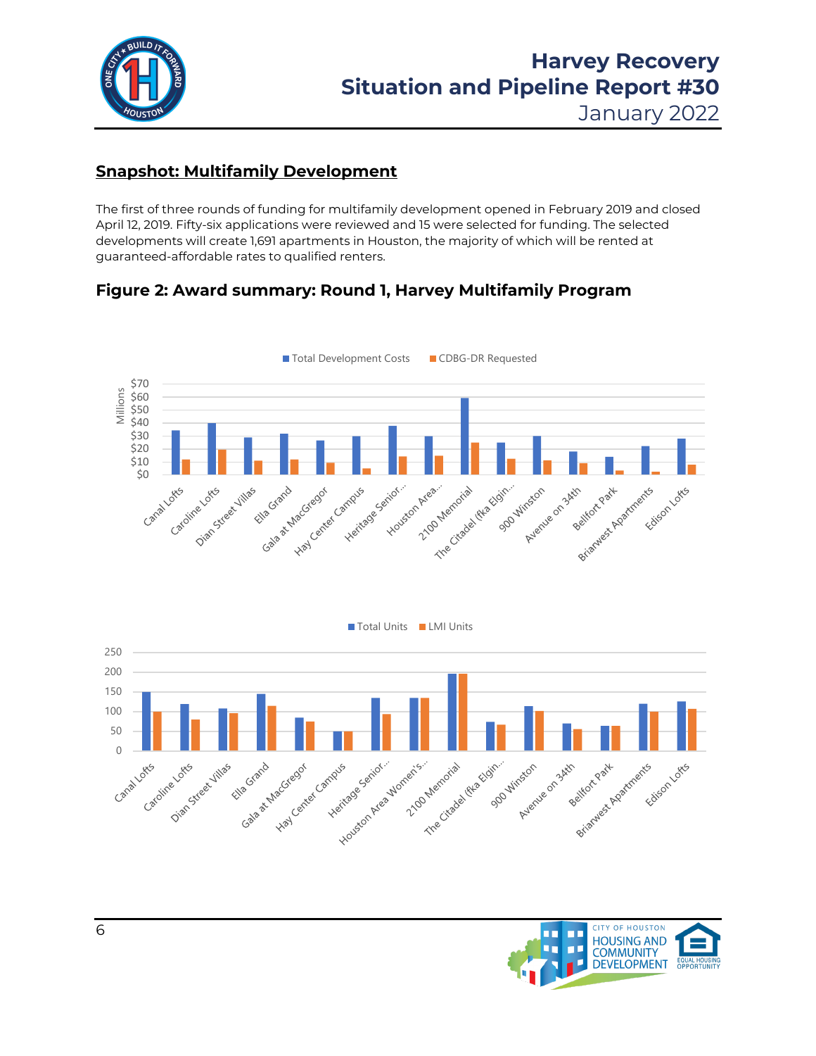## Snapshot: Multifamily Development

The first of three rounds of funding for multifamily development opened in February 2019 and closed April 12, 2019. Fifty-six applications were reviewed and 15 were selected for funding. The selected developments will create 1,691 apartments in Houston, the majority of which will be rented at guaranteed-affordable rates to qualified renters.

### Figure 2: Award summary: Round 1, Harvey Multifamily Program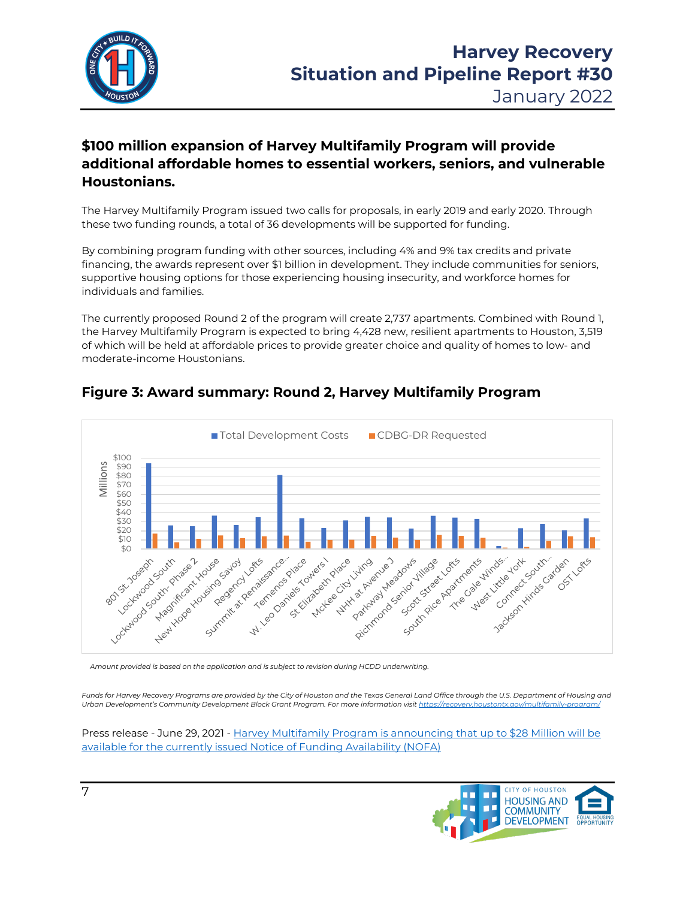## $100 million expansion of Harvey Multifamily Program will provide additional affordable homes to essential workers, seniors, and vulnerable Houstonians.

The Harvey Multifamily Program issued two calls for proposals, in early 2019 and early 2020. Through these two funding rounds, a total of 36 developments will be supported for funding.

By combining program funding with other sources, including 4% and 9% tax credits and private financing, the awards represent over $1 billion in development. They include communities for seniors, supportive housing options for those experiencing housing insecurity, and workforce homes for individuals and families.

The currently proposed Round 2 of the program will create 2,737 apartments. Combined with Round 1, the Harvey Multifamily Program is expected to bring 4,428 new, resilient apartments to Houston, 3,519 of which will be held at affordable prices to provide greater choice and quality of homes to low- and moderate-income Houstonians.

### Figure 3: Award summary: Round 2, Harvey Multifamily Program

*Amount provided is based on the application and is subject to revision during HCDD underwriting.*

*Funds for Harvey Recovery Programs are provided by the City of Houston and the Texas General Land Office through the U.S. Department of Housing and Urban Development's Community Development Block Grant Program. For more information visit https://recovery.houstontx.gov/multifamily-program/*

Press release - June 29, 2021 - Harvey Multifamily Program is announcing that up to $28 Million will be available for the currently issued Notice of Funding Availability (NOFA)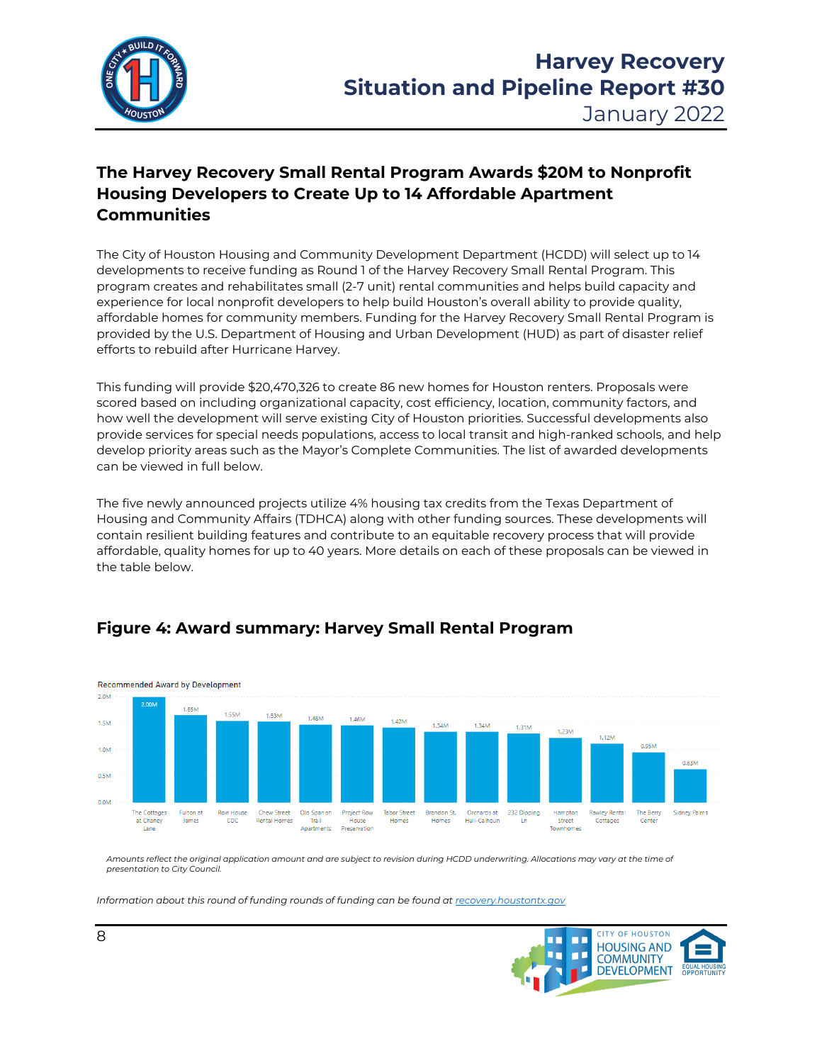## The Harvey Recovery Small Rental Program Awards $20M to Nonprofit Housing Developers to Create Up to 14 Affordable Apartment Communities

The City of Houston Housing and Community Development Department (HCDD) will select up to 14 developments to receive funding as Round 1 of the Harvey Recovery Small Rental Program. This program creates and rehabilitates small (2-7 unit) rental communities and helps build capacity and experience for local nonprofit developers to help build Houston's overall ability to provide quality, affordable homes for community members. Funding for the Harvey Recovery Small Rental Program is provided by the U.S. Department of Housing and Urban Development (HUD) as part of disaster relief efforts to rebuild after Hurricane Harvey.

This funding will provide $20,470,326 to create 86 new homes for Houston renters. Proposals were scored based on including organizational capacity, cost efficiency, location, community factors, and how well the development will serve existing City of Houston priorities. Successful developments also provide services for special needs populations, access to local transit and high-ranked schools, and help develop priority areas such as the Mayor's Complete Communities. The list of awarded developments can be viewed in full below.

The five newly announced projects utilize 4% housing tax credits from the Texas Department of Housing and Community Affairs (TDHCA) along with other funding sources. These developments will contain resilient building features and contribute to an equitable recovery process that will provide affordable, quality homes for up to 40 years. More details on each of these proposals can be viewed in the table below.

## Figure 4: Award summary: Harvey Small Rental Program

Recommended Award by Development

| Development | Recommended Award |
|---|---|
| The Cottages at Chaney Lane | 2.00M |
| Fulton at James | 1.65M |
| Row House CDC | 1.55M |
| Chew Street Rental Homes | 1.53M |
| Old Spanish Trail Apartments | 1.48M |
| Project Row House Preservation | 1.46M |
| Tabor Street Homes | 1.42M |
| Brandon St. Homes | 1.34M |
| Orchards at Hull-Calhoun | 1.34M |
| 232 Dipping Ln | 1.31M |
| Hampton Street Townhomes | 1.23M |
| Rawley Rental Cottages | 1.12M |
| The Berry Center | 0.95M |
| Sidney Palms | 0.63M |

*Amounts reflect the original application amount and are subject to revision during HCDD underwriting. Allocations may vary at the time of presentation to City Council.*

*Information about this round of funding rounds of funding can be found at recovery.houstontx.gov*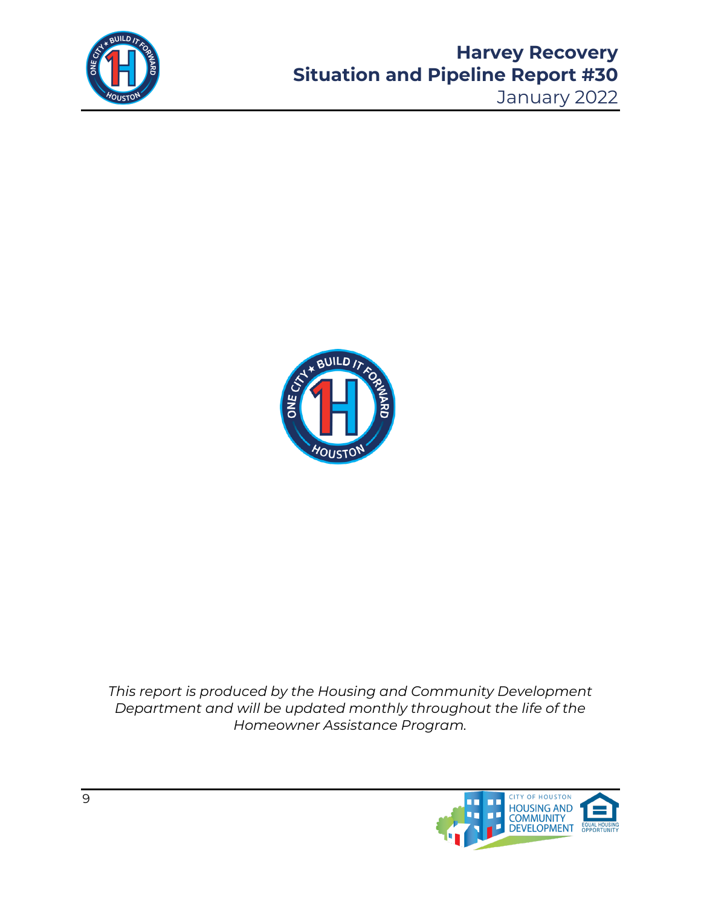*This report is produced by the Housing and Community Development Department and will be updated monthly throughout the life of the Homeowner Assistance Program.*